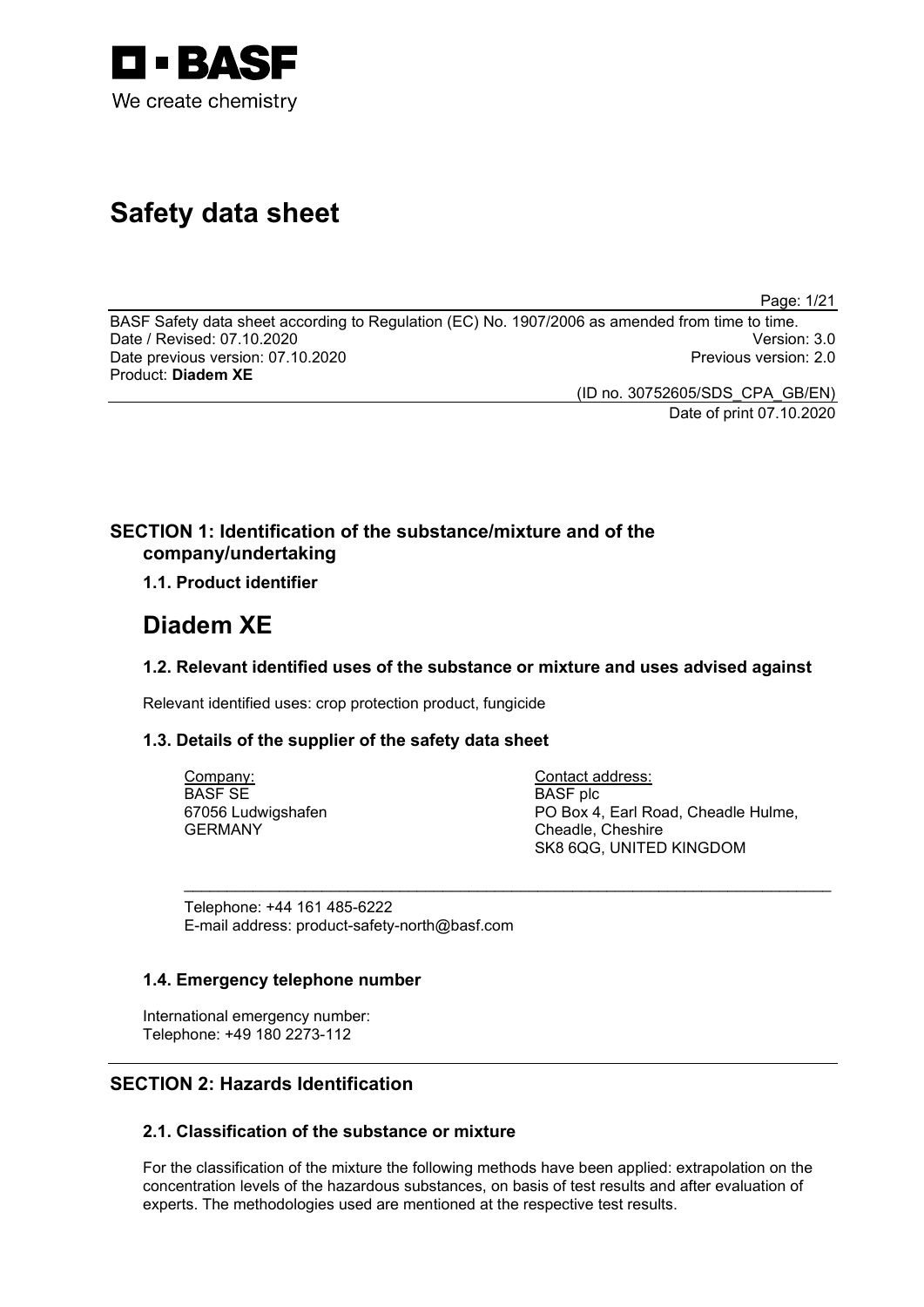# Safety data sheet

BASF Safety data sheet according to Regulation (EC) No. 1907/2006 as amended from time to time.
Date / Revised: 07.10.2020 Version: 3.0
Date previous version: 07.10.2020 Previous version: 2.0
Product: **Diadem XE**

(ID no. 30752605/SDS_CPA_GB/EN)
Date of print 07.10.2020

## SECTION 1: Identification of the substance/mixture and of the company/undertaking

### 1.1. Product identifier

# Diadem XE

### 1.2. Relevant identified uses of the substance or mixture and uses advised against

Relevant identified uses: crop protection product, fungicide

### 1.3. Details of the supplier of the safety data sheet

Company:
BASF SE
67056 Ludwigshafen
GERMANY

Contact address:
BASF plc
PO Box 4, Earl Road, Cheadle Hulme,
Cheadle, Cheshire
SK8 6QG, UNITED KINGDOM

Telephone: +44 161 485-6222
E-mail address: product-safety-north@basf.com

### 1.4. Emergency telephone number

International emergency number:
Telephone: +49 180 2273-112

## SECTION 2: Hazards Identification

### 2.1. Classification of the substance or mixture

For the classification of the mixture the following methods have been applied: extrapolation on the concentration levels of the hazardous substances, on basis of test results and after evaluation of experts. The methodologies used are mentioned at the respective test results.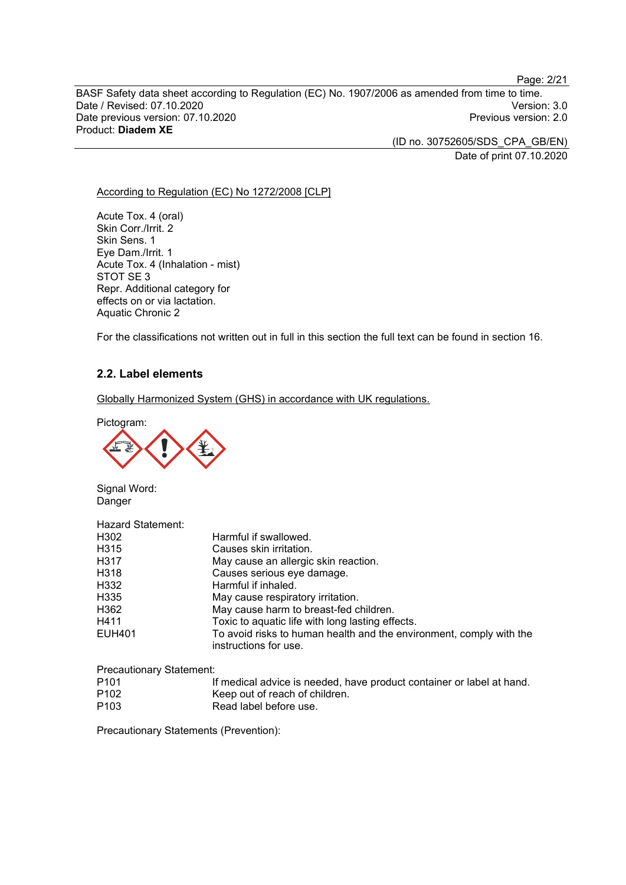According to Regulation (EC) No 1272/2008 [CLP]

Acute Tox. 4 (oral)
Skin Corr./Irrit. 2
Skin Sens. 1
Eye Dam./Irrit. 1
Acute Tox. 4 (Inhalation - mist)
STOT SE 3
Repr. Additional category for effects on or via lactation.
Aquatic Chronic 2

For the classifications not written out in full in this section the full text can be found in section 16.

## 2.2. Label elements

Globally Harmonized System (GHS) in accordance with UK regulations.

Pictogram:

Signal Word:
Danger

Hazard Statement:

| | |
|---|---|
| H302 | Harmful if swallowed. |
| H315 | Causes skin irritation. |
| H317 | May cause an allergic skin reaction. |
| H318 | Causes serious eye damage. |
| H332 | Harmful if inhaled. |
| H335 | May cause respiratory irritation. |
| H362 | May cause harm to breast-fed children. |
| H411 | Toxic to aquatic life with long lasting effects. |
| EUH401 | To avoid risks to human health and the environment, comply with the instructions for use. |

Precautionary Statement:

| | |
|---|---|
| P101 | If medical advice is needed, have product container or label at hand. |
| P102 | Keep out of reach of children. |
| P103 | Read label before use. |

Precautionary Statements (Prevention):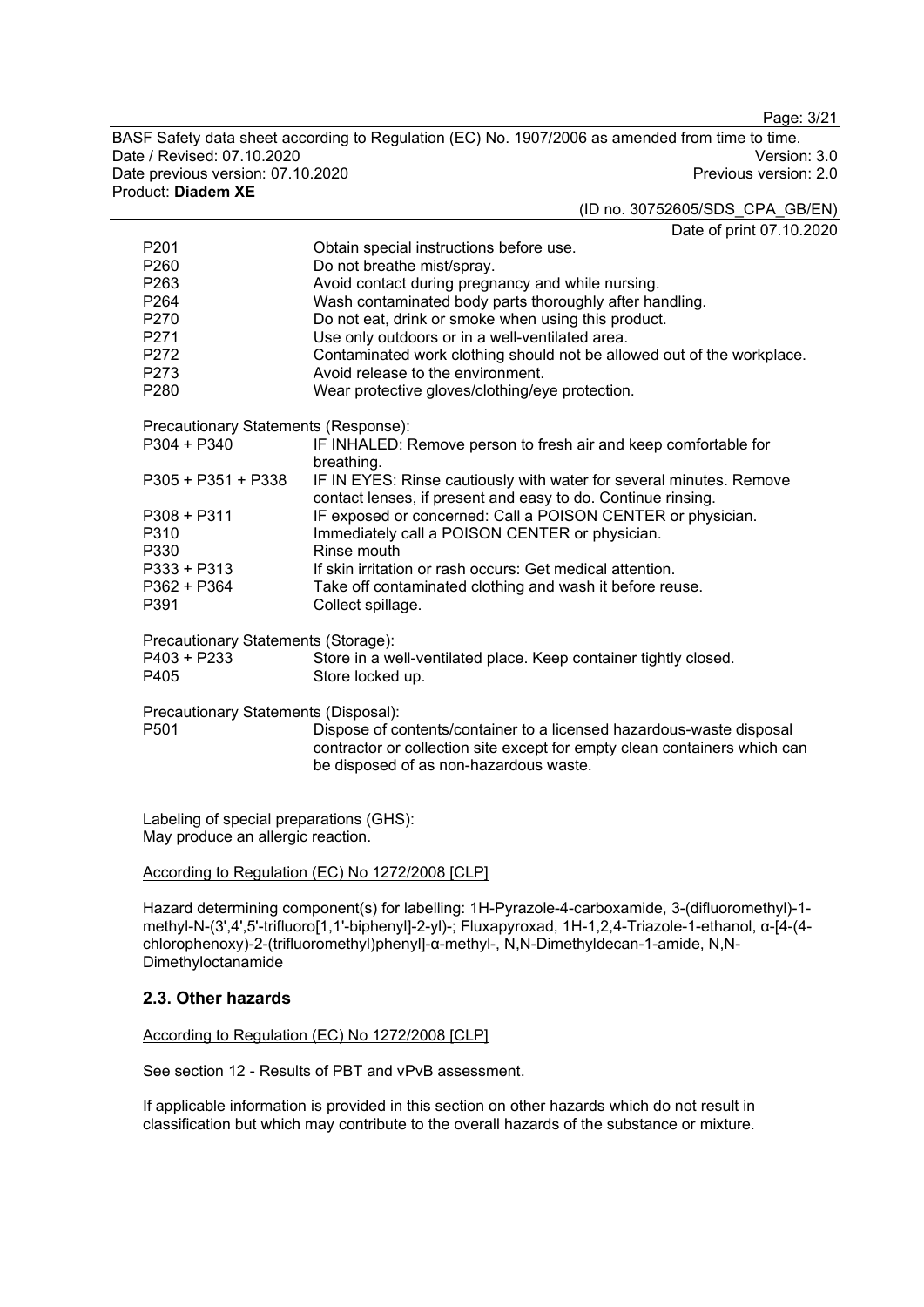| | |
|---|---|
| P201 | Obtain special instructions before use. |
| P260 | Do not breathe mist/spray. |
| P263 | Avoid contact during pregnancy and while nursing. |
| P264 | Wash contaminated body parts thoroughly after handling. |
| P270 | Do not eat, drink or smoke when using this product. |
| P271 | Use only outdoors or in a well-ventilated area. |
| P272 | Contaminated work clothing should not be allowed out of the workplace. |
| P273 | Avoid release to the environment. |
| P280 | Wear protective gloves/clothing/eye protection. |

Precautionary Statements (Response):

| | |
|---|---|
| P304 + P340 | IF INHALED: Remove person to fresh air and keep comfortable for breathing. |
| P305 + P351 + P338 | IF IN EYES: Rinse cautiously with water for several minutes. Remove contact lenses, if present and easy to do. Continue rinsing. |
| P308 + P311 | IF exposed or concerned: Call a POISON CENTER or physician. |
| P310 | Immediately call a POISON CENTER or physician. |
| P330 | Rinse mouth |
| P333 + P313 | If skin irritation or rash occurs: Get medical attention. |
| P362 + P364 | Take off contaminated clothing and wash it before reuse. |
| P391 | Collect spillage. |

Precautionary Statements (Storage):

| | |
|---|---|
| P403 + P233 | Store in a well-ventilated place. Keep container tightly closed. |
| P405 | Store locked up. |

Precautionary Statements (Disposal):

| | |
|---|---|
| P501 | Dispose of contents/container to a licensed hazardous-waste disposal contractor or collection site except for empty clean containers which can be disposed of as non-hazardous waste. |

Labeling of special preparations (GHS):
May produce an allergic reaction.

According to Regulation (EC) No 1272/2008 [CLP]

Hazard determining component(s) for labelling: 1H-Pyrazole-4-carboxamide, 3-(difluoromethyl)-1-methyl-N-(3',4',5'-trifluoro[1,1'-biphenyl]-2-yl)-; Fluxapyroxad, 1H-1,2,4-Triazole-1-ethanol, α-[4-(4-chlorophenoxy)-2-(trifluoromethyl)phenyl]-α-methyl-, N,N-Dimethyldecan-1-amide, N,N-Dimethyloctanamide

## 2.3. Other hazards

According to Regulation (EC) No 1272/2008 [CLP]

See section 12 - Results of PBT and vPvB assessment.

If applicable information is provided in this section on other hazards which do not result in classification but which may contribute to the overall hazards of the substance or mixture.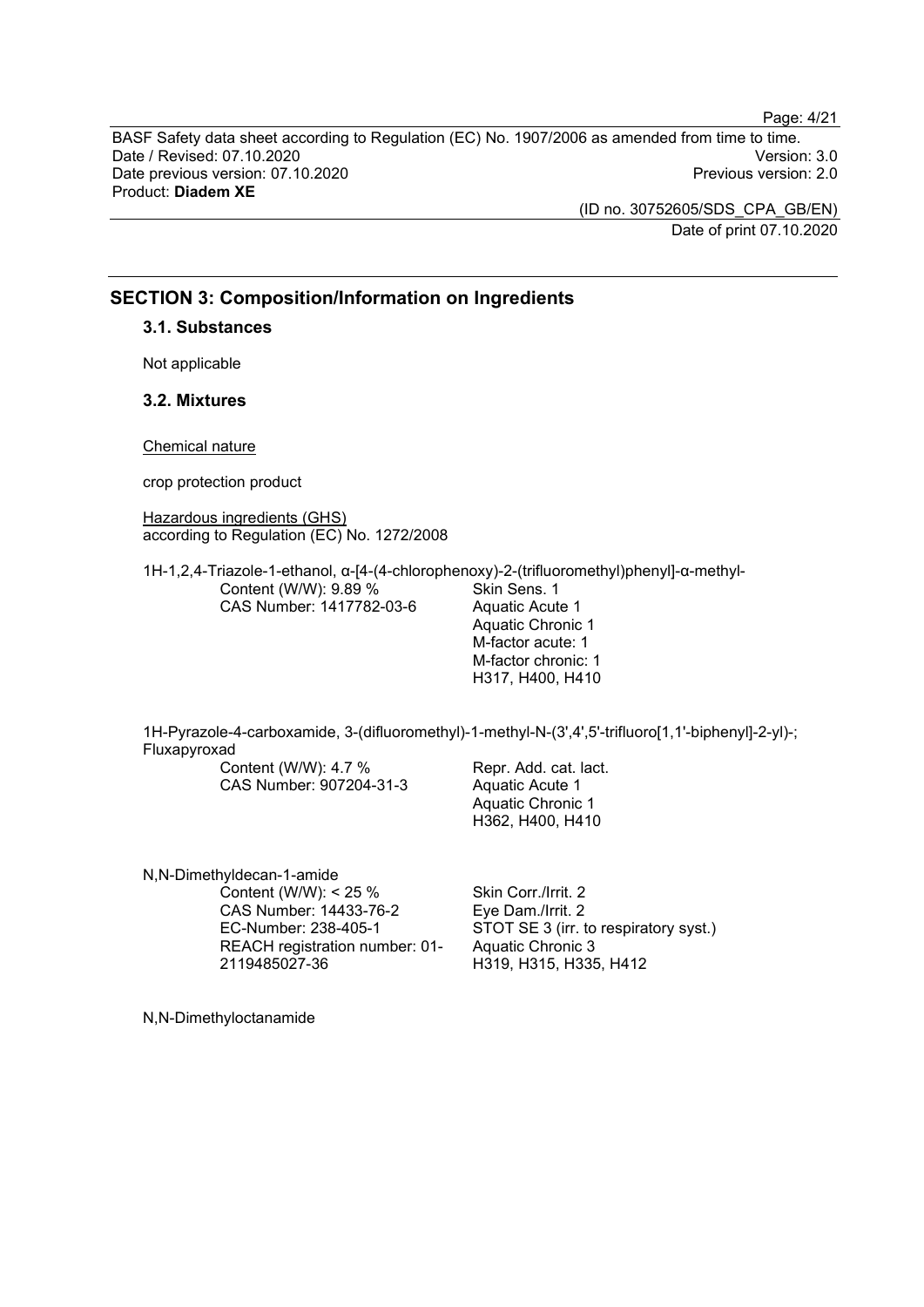## SECTION 3: Composition/Information on Ingredients

### 3.1. Substances

Not applicable

### 3.2. Mixtures

Chemical nature

crop protection product

Hazardous ingredients (GHS)
according to Regulation (EC) No. 1272/2008

1H-1,2,4-Triazole-1-ethanol, α-[4-(4-chlorophenoxy)-2-(trifluoromethyl)phenyl]-α-methyl-

| | |
|---|---|
| Content (W/W): 9.89 %<br>CAS Number: 1417782-03-6 | Skin Sens. 1<br>Aquatic Acute 1<br>Aquatic Chronic 1<br>M-factor acute: 1<br>M-factor chronic: 1<br>H317, H400, H410 |

1H-Pyrazole-4-carboxamide, 3-(difluoromethyl)-1-methyl-N-(3',4',5'-trifluoro[1,1'-biphenyl]-2-yl)-; Fluxapyroxad

| | |
|---|---|
| Content (W/W): 4.7 %<br>CAS Number: 907204-31-3 | Repr. Add. cat. lact.<br>Aquatic Acute 1<br>Aquatic Chronic 1<br>H362, H400, H410 |

N,N-Dimethyldecan-1-amide

| | |
|---|---|
| Content (W/W): < 25 %<br>CAS Number: 14433-76-2<br>EC-Number: 238-405-1<br>REACH registration number: 01-2119485027-36 | Skin Corr./Irrit. 2<br>Eye Dam./Irrit. 2<br>STOT SE 3 (irr. to respiratory syst.)<br>Aquatic Chronic 3<br>H319, H315, H335, H412 |

N,N-Dimethyloctanamide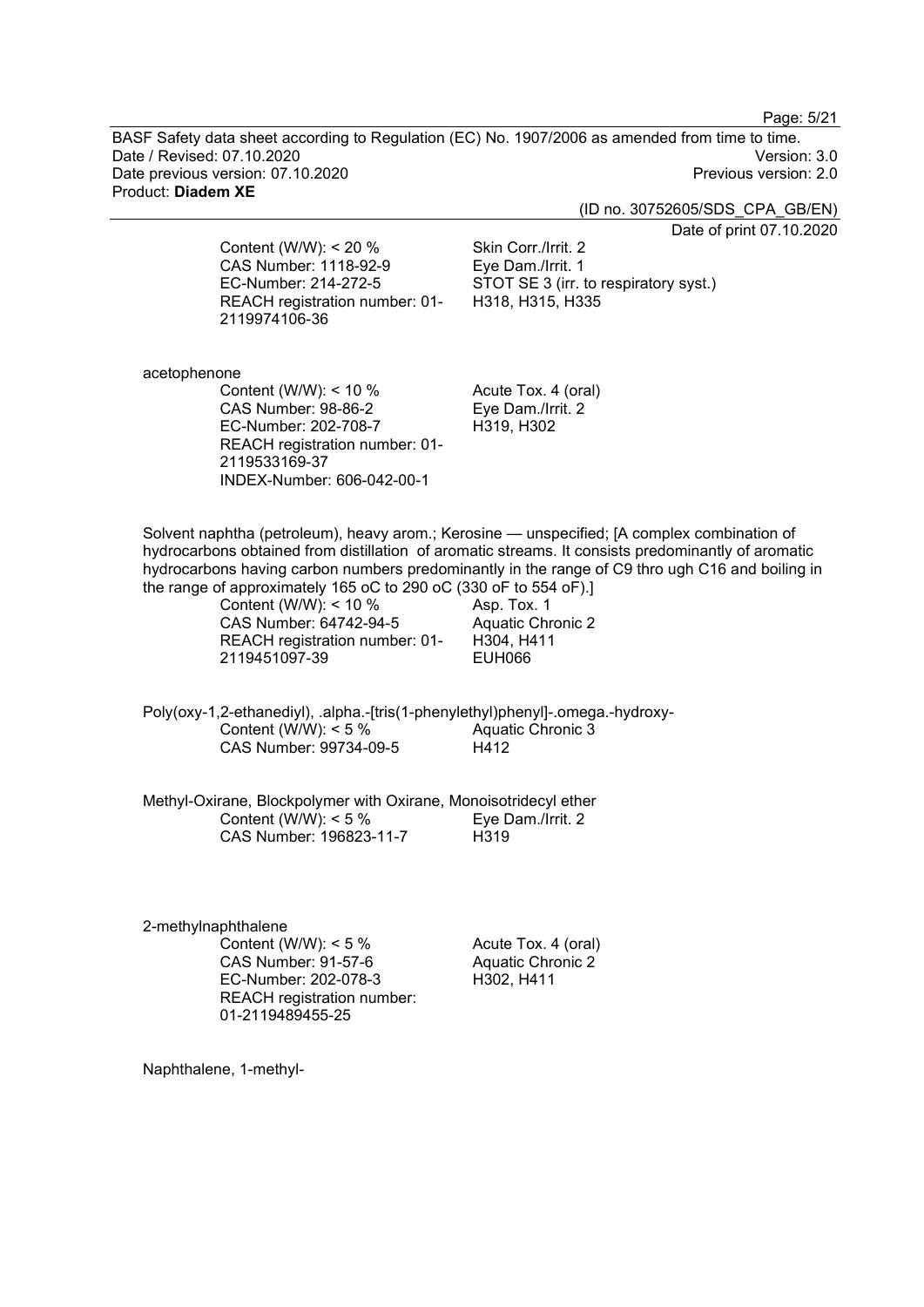Content (W/W): < 20 %
CAS Number: 1118-92-9
EC-Number: 214-272-5
REACH registration number: 01-2119974106-36

Skin Corr./Irrit. 2
Eye Dam./Irrit. 1
STOT SE 3 (irr. to respiratory syst.)
H318, H315, H335

acetophenone

Content (W/W): < 10 %
CAS Number: 98-86-2
EC-Number: 202-708-7
REACH registration number: 01-2119533169-37
INDEX-Number: 606-042-00-1

Acute Tox. 4 (oral)
Eye Dam./Irrit. 2
H319, H302

Solvent naphtha (petroleum), heavy arom.; Kerosine — unspecified; [A complex combination of hydrocarbons obtained from distillation of aromatic streams. It consists predominantly of aromatic hydrocarbons having carbon numbers predominantly in the range of C9 thro ugh C16 and boiling in the range of approximately 165 oC to 290 oC (330 oF to 554 oF).]

Content (W/W): < 10 %
CAS Number: 64742-94-5
REACH registration number: 01-2119451097-39

Asp. Tox. 1
Aquatic Chronic 2
H304, H411
EUH066

Poly(oxy-1,2-ethanediyl), .alpha.-[tris(1-phenylethyl)phenyl]-.omega.-hydroxy-

Content (W/W): < 5 %
CAS Number: 99734-09-5

Aquatic Chronic 3
H412

Methyl-Oxirane, Blockpolymer with Oxirane, Monoisotridecyl ether

Content (W/W): < 5 %
CAS Number: 196823-11-7

Eye Dam./Irrit. 2
H319

2-methylnaphthalene

Content (W/W): < 5 %
CAS Number: 91-57-6
EC-Number: 202-078-3
REACH registration number: 01-2119489455-25

Acute Tox. 4 (oral)
Aquatic Chronic 2
H302, H411

Naphthalene, 1-methyl-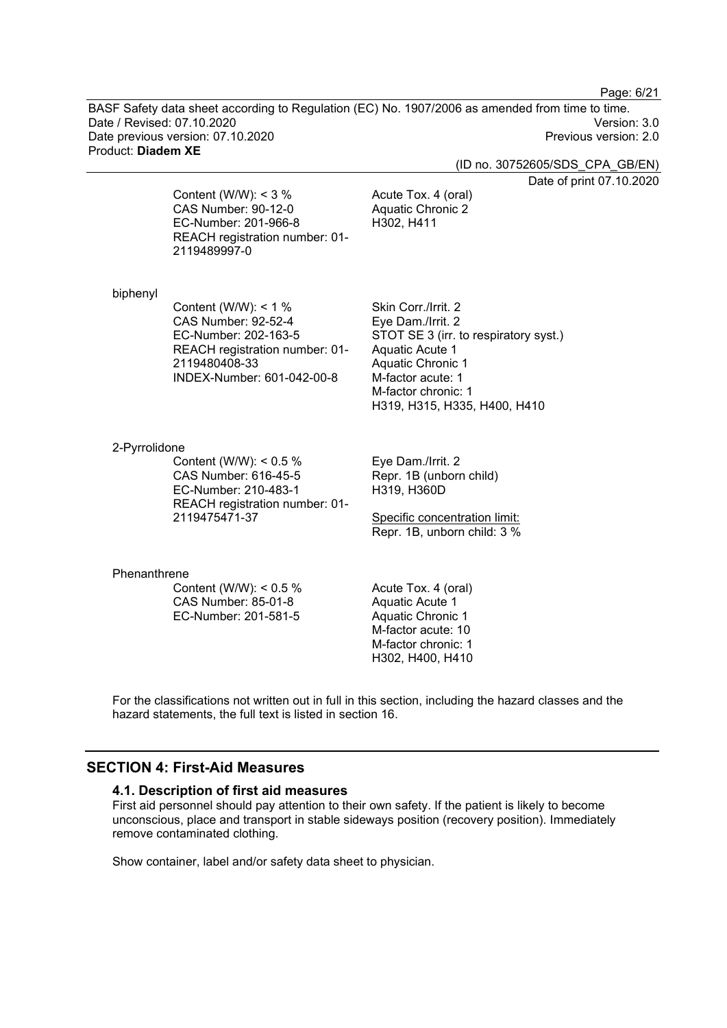Content (W/W): < 3 %
CAS Number: 90-12-0
EC-Number: 201-966-8
REACH registration number: 01-2119489997-0

Acute Tox. 4 (oral)
Aquatic Chronic 2
H302, H411

biphenyl

Content (W/W): < 1 %
CAS Number: 92-52-4
EC-Number: 202-163-5
REACH registration number: 01-2119480408-33
INDEX-Number: 601-042-00-8

Skin Corr./Irrit. 2
Eye Dam./Irrit. 2
STOT SE 3 (irr. to respiratory syst.)
Aquatic Acute 1
Aquatic Chronic 1
M-factor acute: 1
M-factor chronic: 1
H319, H315, H335, H400, H410

2-Pyrrolidone

Content (W/W): < 0.5 %
CAS Number: 616-45-5
EC-Number: 210-483-1
REACH registration number: 01-2119475471-37

Eye Dam./Irrit. 2
Repr. 1B (unborn child)
H319, H360D

Specific concentration limit:
Repr. 1B, unborn child: 3 %

Phenanthrene

Content (W/W): < 0.5 %
CAS Number: 85-01-8
EC-Number: 201-581-5

Acute Tox. 4 (oral)
Aquatic Acute 1
Aquatic Chronic 1
M-factor acute: 10
M-factor chronic: 1
H302, H400, H410

For the classifications not written out in full in this section, including the hazard classes and the hazard statements, the full text is listed in section 16.

## SECTION 4: First-Aid Measures

### 4.1. Description of first aid measures

First aid personnel should pay attention to their own safety. If the patient is likely to become unconscious, place and transport in stable sideways position (recovery position). Immediately remove contaminated clothing.

Show container, label and/or safety data sheet to physician.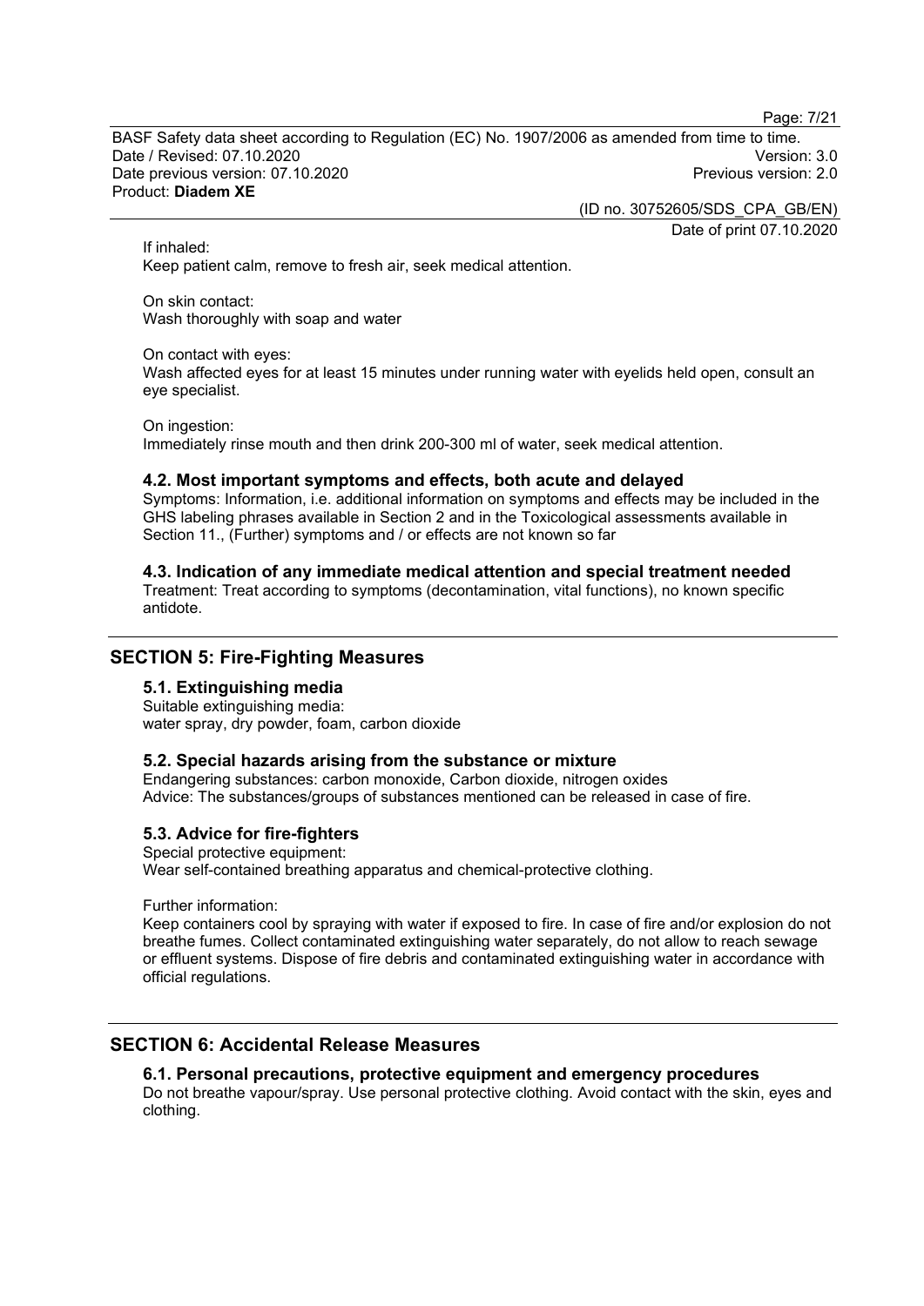If inhaled:
Keep patient calm, remove to fresh air, seek medical attention.

On skin contact:
Wash thoroughly with soap and water

On contact with eyes:
Wash affected eyes for at least 15 minutes under running water with eyelids held open, consult an eye specialist.

On ingestion:
Immediately rinse mouth and then drink 200-300 ml of water, seek medical attention.

### 4.2. Most important symptoms and effects, both acute and delayed

Symptoms: Information, i.e. additional information on symptoms and effects may be included in the GHS labeling phrases available in Section 2 and in the Toxicological assessments available in Section 11., (Further) symptoms and / or effects are not known so far

### 4.3. Indication of any immediate medical attention and special treatment needed

Treatment: Treat according to symptoms (decontamination, vital functions), no known specific antidote.

## SECTION 5: Fire-Fighting Measures

### 5.1. Extinguishing media

Suitable extinguishing media:
water spray, dry powder, foam, carbon dioxide

### 5.2. Special hazards arising from the substance or mixture

Endangering substances: carbon monoxide, Carbon dioxide, nitrogen oxides
Advice: The substances/groups of substances mentioned can be released in case of fire.

### 5.3. Advice for fire-fighters

Special protective equipment:
Wear self-contained breathing apparatus and chemical-protective clothing.

Further information:
Keep containers cool by spraying with water if exposed to fire. In case of fire and/or explosion do not breathe fumes. Collect contaminated extinguishing water separately, do not allow to reach sewage or effluent systems. Dispose of fire debris and contaminated extinguishing water in accordance with official regulations.

## SECTION 6: Accidental Release Measures

### 6.1. Personal precautions, protective equipment and emergency procedures

Do not breathe vapour/spray. Use personal protective clothing. Avoid contact with the skin, eyes and clothing.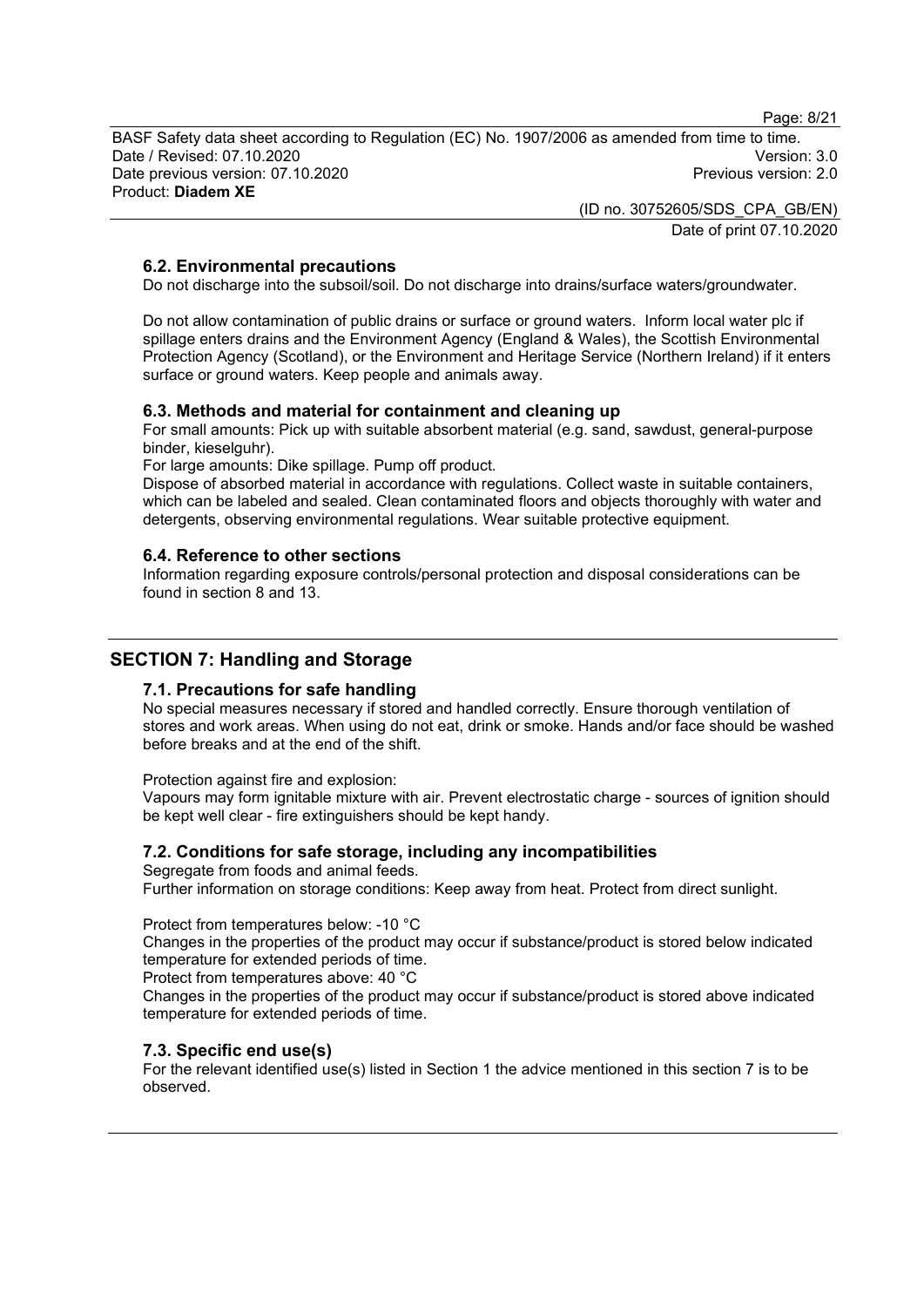### 6.2. Environmental precautions

Do not discharge into the subsoil/soil. Do not discharge into drains/surface waters/groundwater.

Do not allow contamination of public drains or surface or ground waters. Inform local water plc if spillage enters drains and the Environment Agency (England & Wales), the Scottish Environmental Protection Agency (Scotland), or the Environment and Heritage Service (Northern Ireland) if it enters surface or ground waters. Keep people and animals away.

### 6.3. Methods and material for containment and cleaning up

For small amounts: Pick up with suitable absorbent material (e.g. sand, sawdust, general-purpose binder, kieselguhr).

For large amounts: Dike spillage. Pump off product.

Dispose of absorbed material in accordance with regulations. Collect waste in suitable containers, which can be labeled and sealed. Clean contaminated floors and objects thoroughly with water and detergents, observing environmental regulations. Wear suitable protective equipment.

### 6.4. Reference to other sections

Information regarding exposure controls/personal protection and disposal considerations can be found in section 8 and 13.

## SECTION 7: Handling and Storage

### 7.1. Precautions for safe handling

No special measures necessary if stored and handled correctly. Ensure thorough ventilation of stores and work areas. When using do not eat, drink or smoke. Hands and/or face should be washed before breaks and at the end of the shift.

Protection against fire and explosion:

Vapours may form ignitable mixture with air. Prevent electrostatic charge - sources of ignition should be kept well clear - fire extinguishers should be kept handy.

### 7.2. Conditions for safe storage, including any incompatibilities

Segregate from foods and animal feeds.

Further information on storage conditions: Keep away from heat. Protect from direct sunlight.

Protect from temperatures below: -10 °C

Changes in the properties of the product may occur if substance/product is stored below indicated temperature for extended periods of time.

Protect from temperatures above: 40 °C

Changes in the properties of the product may occur if substance/product is stored above indicated temperature for extended periods of time.

### 7.3. Specific end use(s)

For the relevant identified use(s) listed in Section 1 the advice mentioned in this section 7 is to be observed.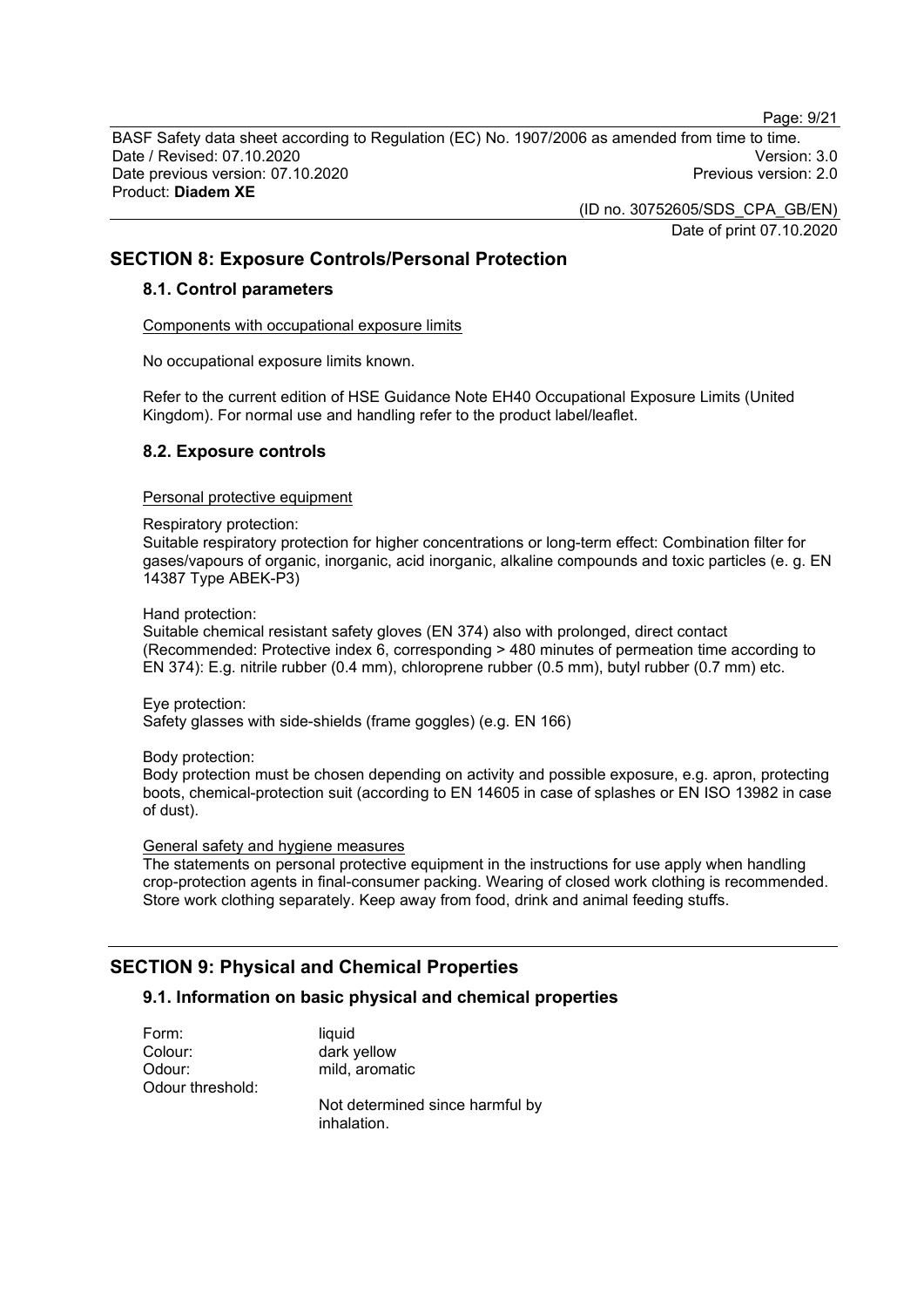## SECTION 8: Exposure Controls/Personal Protection

### 8.1. Control parameters

Components with occupational exposure limits

No occupational exposure limits known.

Refer to the current edition of HSE Guidance Note EH40 Occupational Exposure Limits (United Kingdom). For normal use and handling refer to the product label/leaflet.

### 8.2. Exposure controls

Personal protective equipment

Respiratory protection:
Suitable respiratory protection for higher concentrations or long-term effect: Combination filter for gases/vapours of organic, inorganic, acid inorganic, alkaline compounds and toxic particles (e. g. EN 14387 Type ABEK-P3)

Hand protection:
Suitable chemical resistant safety gloves (EN 374) also with prolonged, direct contact (Recommended: Protective index 6, corresponding > 480 minutes of permeation time according to EN 374): E.g. nitrile rubber (0.4 mm), chloroprene rubber (0.5 mm), butyl rubber (0.7 mm) etc.

Eye protection:
Safety glasses with side-shields (frame goggles) (e.g. EN 166)

Body protection:
Body protection must be chosen depending on activity and possible exposure, e.g. apron, protecting boots, chemical-protection suit (according to EN 14605 in case of splashes or EN ISO 13982 in case of dust).

General safety and hygiene measures
The statements on personal protective equipment in the instructions for use apply when handling crop-protection agents in final-consumer packing. Wearing of closed work clothing is recommended. Store work clothing separately. Keep away from food, drink and animal feeding stuffs.

## SECTION 9: Physical and Chemical Properties

### 9.1. Information on basic physical and chemical properties

| | |
|---|---|
| Form: | liquid |
| Colour: | dark yellow |
| Odour: | mild, aromatic |
| Odour threshold: | Not determined since harmful by inhalation. |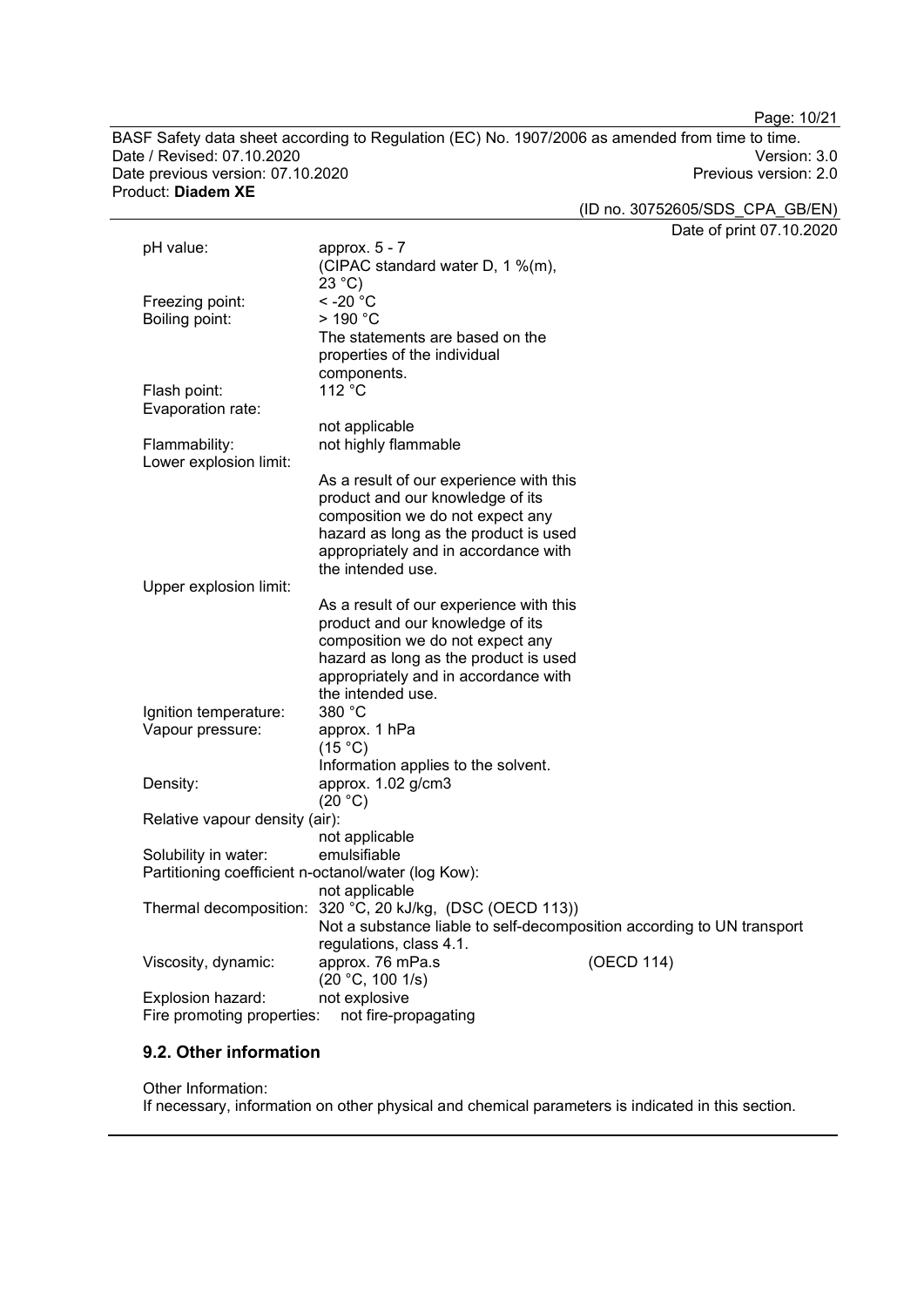| | |
|---|---|
| pH value: | approx. 5 - 7<br>(CIPAC standard water D, 1 %(m), 23 °C) |
| Freezing point: | < -20 °C |
| Boiling point: | > 190 °C<br>The statements are based on the properties of the individual components. |
| Flash point: | 112 °C |
| Evaporation rate: | not applicable |
| Flammability: | not highly flammable |
| Lower explosion limit: | As a result of our experience with this product and our knowledge of its composition we do not expect any hazard as long as the product is used appropriately and in accordance with the intended use. |
| Upper explosion limit: | As a result of our experience with this product and our knowledge of its composition we do not expect any hazard as long as the product is used appropriately and in accordance with the intended use. |
| Ignition temperature: | 380 °C |
| Vapour pressure: | approx. 1 hPa<br>(15 °C)<br>Information applies to the solvent. |
| Density: | approx. 1.02 g/cm3<br>(20 °C) |
| Relative vapour density (air): | not applicable |
| Solubility in water: | emulsifiable |
| Partitioning coefficient n-octanol/water (log Kow): | not applicable |
| Thermal decomposition: | 320 °C, 20 kJ/kg, (DSC (OECD 113))<br>Not a substance liable to self-decomposition according to UN transport regulations, class 4.1. |
| Viscosity, dynamic: | approx. 76 mPa.s (OECD 114)<br>(20 °C, 100 1/s) |
| Explosion hazard: | not explosive |
| Fire promoting properties: | not fire-propagating |

## 9.2. Other information

Other Information:
If necessary, information on other physical and chemical parameters is indicated in this section.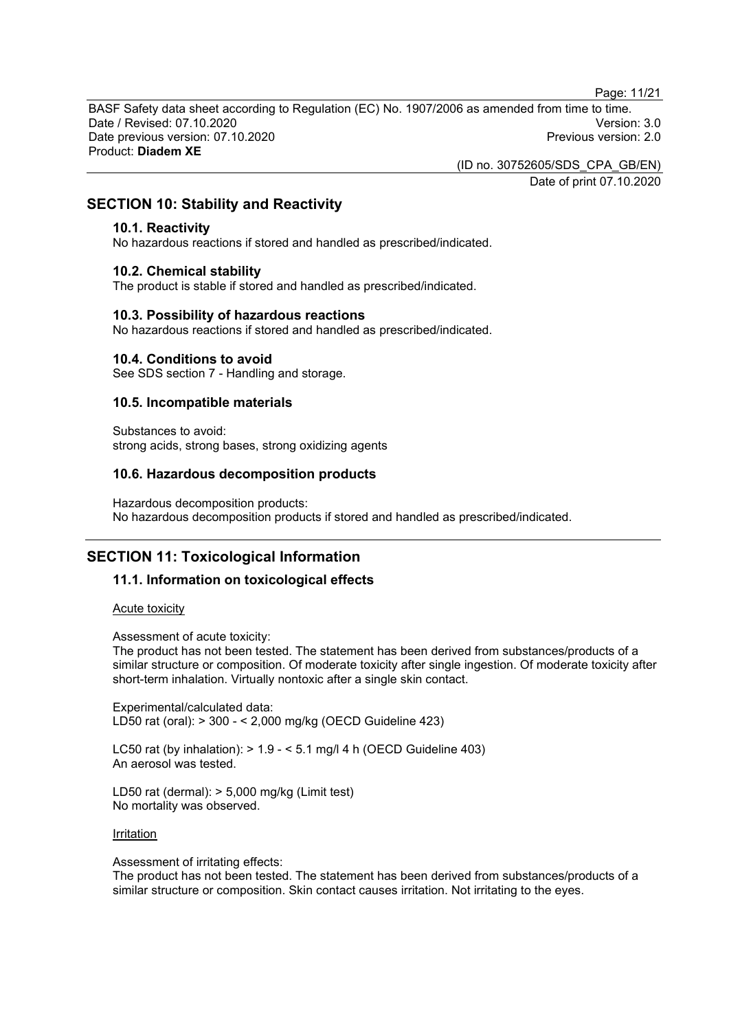## SECTION 10: Stability and Reactivity

### 10.1. Reactivity

No hazardous reactions if stored and handled as prescribed/indicated.

### 10.2. Chemical stability

The product is stable if stored and handled as prescribed/indicated.

### 10.3. Possibility of hazardous reactions

No hazardous reactions if stored and handled as prescribed/indicated.

### 10.4. Conditions to avoid

See SDS section 7 - Handling and storage.

### 10.5. Incompatible materials

Substances to avoid:
strong acids, strong bases, strong oxidizing agents

### 10.6. Hazardous decomposition products

Hazardous decomposition products:
No hazardous decomposition products if stored and handled as prescribed/indicated.

## SECTION 11: Toxicological Information

### 11.1. Information on toxicological effects

Acute toxicity

Assessment of acute toxicity:
The product has not been tested. The statement has been derived from substances/products of a similar structure or composition. Of moderate toxicity after single ingestion. Of moderate toxicity after short-term inhalation. Virtually nontoxic after a single skin contact.

Experimental/calculated data:
LD50 rat (oral): > 300 - < 2,000 mg/kg (OECD Guideline 423)

LC50 rat (by inhalation): > 1.9 - < 5.1 mg/l 4 h (OECD Guideline 403)
An aerosol was tested.

LD50 rat (dermal): > 5,000 mg/kg (Limit test)
No mortality was observed.

Irritation

Assessment of irritating effects:
The product has not been tested. The statement has been derived from substances/products of a similar structure or composition. Skin contact causes irritation. Not irritating to the eyes.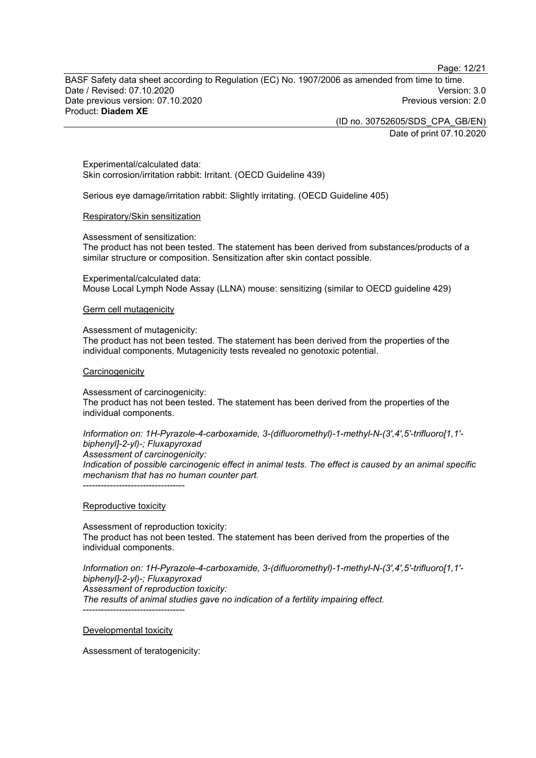Experimental/calculated data:
Skin corrosion/irritation rabbit: Irritant. (OECD Guideline 439)

Serious eye damage/irritation rabbit: Slightly irritating. (OECD Guideline 405)

Respiratory/Skin sensitization

Assessment of sensitization:
The product has not been tested. The statement has been derived from substances/products of a similar structure or composition. Sensitization after skin contact possible.

Experimental/calculated data:
Mouse Local Lymph Node Assay (LLNA) mouse: sensitizing (similar to OECD guideline 429)

Germ cell mutagenicity

Assessment of mutagenicity:
The product has not been tested. The statement has been derived from the properties of the individual components. Mutagenicity tests revealed no genotoxic potential.

Carcinogenicity

Assessment of carcinogenicity:
The product has not been tested. The statement has been derived from the properties of the individual components.

*Information on: 1H-Pyrazole-4-carboxamide, 3-(difluoromethyl)-1-methyl-N-(3',4',5'-trifluoro[1,1'-biphenyl]-2-yl)-; Fluxapyroxad*
*Assessment of carcinogenicity:*
*Indication of possible carcinogenic effect in animal tests. The effect is caused by an animal specific mechanism that has no human counter part.*

----------------------------------

Reproductive toxicity

Assessment of reproduction toxicity:
The product has not been tested. The statement has been derived from the properties of the individual components.

*Information on: 1H-Pyrazole-4-carboxamide, 3-(difluoromethyl)-1-methyl-N-(3',4',5'-trifluoro[1,1'-biphenyl]-2-yl)-; Fluxapyroxad*
*Assessment of reproduction toxicity:*
*The results of animal studies gave no indication of a fertility impairing effect.*

----------------------------------

Developmental toxicity

Assessment of teratogenicity: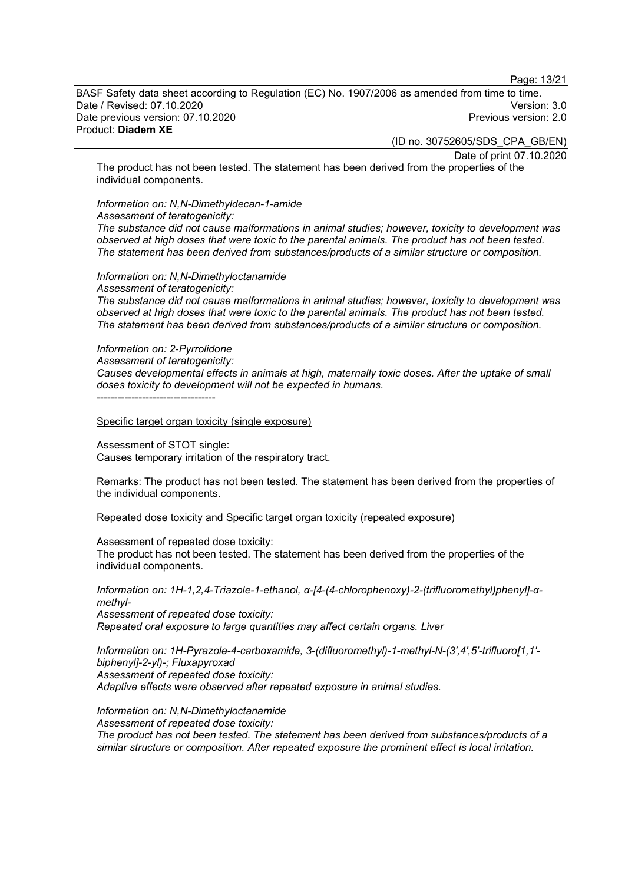The product has not been tested. The statement has been derived from the properties of the individual components.

*Information on: N,N-Dimethyldecan-1-amide*
*Assessment of teratogenicity:*
*The substance did not cause malformations in animal studies; however, toxicity to development was observed at high doses that were toxic to the parental animals. The product has not been tested. The statement has been derived from substances/products of a similar structure or composition.*

*Information on: N,N-Dimethyloctanamide*
*Assessment of teratogenicity:*
*The substance did not cause malformations in animal studies; however, toxicity to development was observed at high doses that were toxic to the parental animals. The product has not been tested. The statement has been derived from substances/products of a similar structure or composition.*

*Information on: 2-Pyrrolidone*
*Assessment of teratogenicity:*
*Causes developmental effects in animals at high, maternally toxic doses. After the uptake of small doses toxicity to development will not be expected in humans.*
----------------------------------

Specific target organ toxicity (single exposure)

Assessment of STOT single:
Causes temporary irritation of the respiratory tract.

Remarks: The product has not been tested. The statement has been derived from the properties of the individual components.

Repeated dose toxicity and Specific target organ toxicity (repeated exposure)

Assessment of repeated dose toxicity:
The product has not been tested. The statement has been derived from the properties of the individual components.

*Information on: 1H-1,2,4-Triazole-1-ethanol, α-[4-(4-chlorophenoxy)-2-(trifluoromethyl)phenyl]-α-methyl-*
*Assessment of repeated dose toxicity:*
*Repeated oral exposure to large quantities may affect certain organs. Liver*

*Information on: 1H-Pyrazole-4-carboxamide, 3-(difluoromethyl)-1-methyl-N-(3',4',5'-trifluoro[1,1'-biphenyl]-2-yl)-; Fluxapyroxad*
*Assessment of repeated dose toxicity:*
*Adaptive effects were observed after repeated exposure in animal studies.*

*Information on: N,N-Dimethyloctanamide*
*Assessment of repeated dose toxicity:*
*The product has not been tested. The statement has been derived from substances/products of a similar structure or composition. After repeated exposure the prominent effect is local irritation.*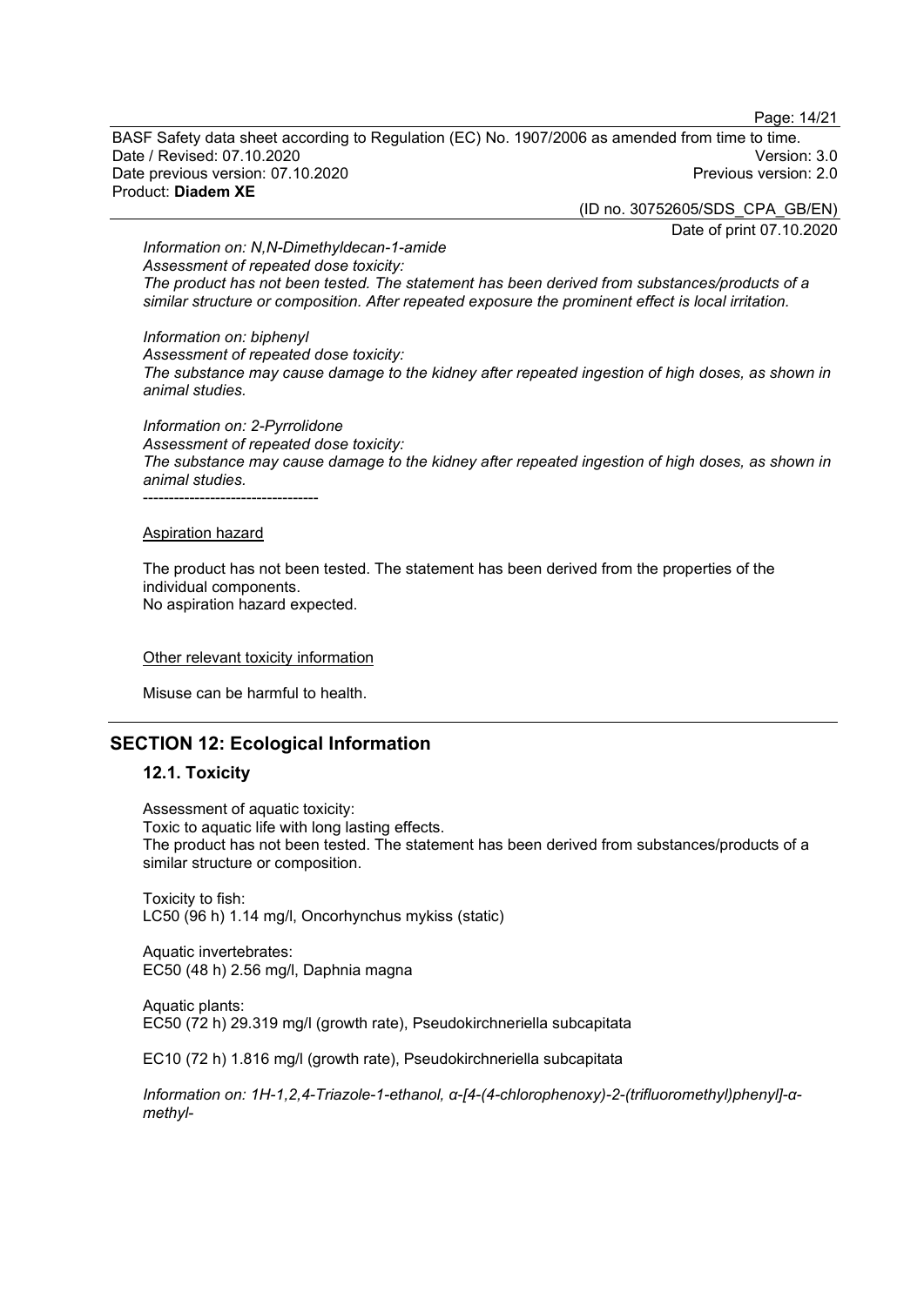*Information on: N,N-Dimethyldecan-1-amide*
*Assessment of repeated dose toxicity:*
*The product has not been tested. The statement has been derived from substances/products of a similar structure or composition. After repeated exposure the prominent effect is local irritation.*

*Information on: biphenyl*
*Assessment of repeated dose toxicity:*
*The substance may cause damage to the kidney after repeated ingestion of high doses, as shown in animal studies.*

*Information on: 2-Pyrrolidone*
*Assessment of repeated dose toxicity:*
*The substance may cause damage to the kidney after repeated ingestion of high doses, as shown in animal studies.*
----------------------------------

Aspiration hazard

The product has not been tested. The statement has been derived from the properties of the individual components.
No aspiration hazard expected.

Other relevant toxicity information

Misuse can be harmful to health.

## SECTION 12: Ecological Information

### 12.1. Toxicity

Assessment of aquatic toxicity:
Toxic to aquatic life with long lasting effects.
The product has not been tested. The statement has been derived from substances/products of a similar structure or composition.

Toxicity to fish:
LC50 (96 h) 1.14 mg/l, Oncorhynchus mykiss (static)

Aquatic invertebrates:
EC50 (48 h) 2.56 mg/l, Daphnia magna

Aquatic plants:
EC50 (72 h) 29.319 mg/l (growth rate), Pseudokirchneriella subcapitata

EC10 (72 h) 1.816 mg/l (growth rate), Pseudokirchneriella subcapitata

*Information on: 1H-1,2,4-Triazole-1-ethanol, α-[4-(4-chlorophenoxy)-2-(trifluoromethyl)phenyl]-α-methyl-*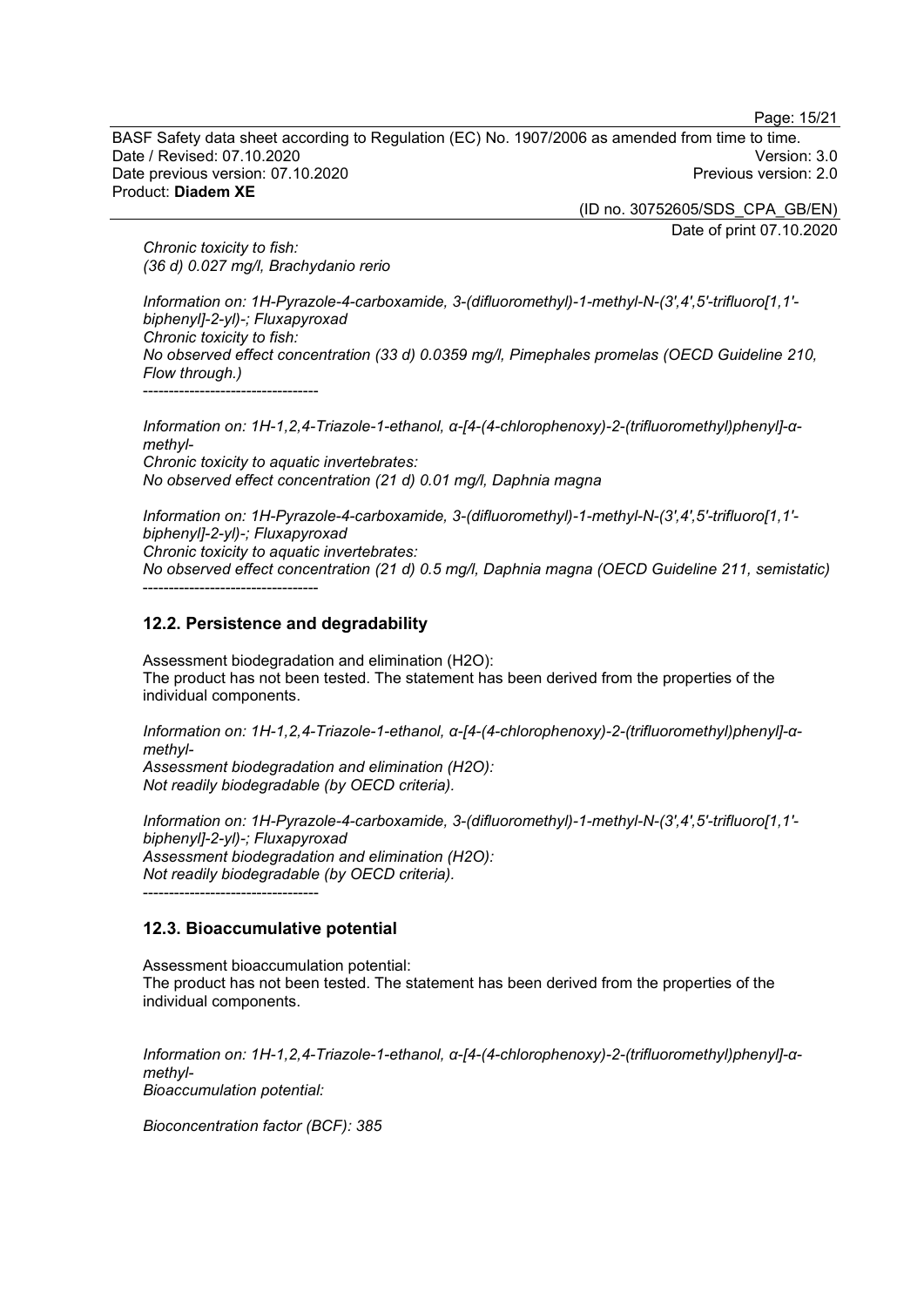*Chronic toxicity to fish:*
*(36 d) 0.027 mg/l, Brachydanio rerio*

*Information on: 1H-Pyrazole-4-carboxamide, 3-(difluoromethyl)-1-methyl-N-(3',4',5'-trifluoro[1,1'-biphenyl]-2-yl)-; Fluxapyroxad*
*Chronic toxicity to fish:*
*No observed effect concentration (33 d) 0.0359 mg/l, Pimephales promelas (OECD Guideline 210, Flow through.)*
----------------------------------

*Information on: 1H-1,2,4-Triazole-1-ethanol, α-[4-(4-chlorophenoxy)-2-(trifluoromethyl)phenyl]-α-methyl-*
*Chronic toxicity to aquatic invertebrates:*
*No observed effect concentration (21 d) 0.01 mg/l, Daphnia magna*

*Information on: 1H-Pyrazole-4-carboxamide, 3-(difluoromethyl)-1-methyl-N-(3',4',5'-trifluoro[1,1'-biphenyl]-2-yl)-; Fluxapyroxad*
*Chronic toxicity to aquatic invertebrates:*
*No observed effect concentration (21 d) 0.5 mg/l, Daphnia magna (OECD Guideline 211, semistatic)*
----------------------------------

## 12.2. Persistence and degradability

Assessment biodegradation and elimination ($H_2O$):
The product has not been tested. The statement has been derived from the properties of the individual components.

*Information on: 1H-1,2,4-Triazole-1-ethanol, α-[4-(4-chlorophenoxy)-2-(trifluoromethyl)phenyl]-α-methyl-*
*Assessment biodegradation and elimination ($H_2O$):*
*Not readily biodegradable (by OECD criteria).*

*Information on: 1H-Pyrazole-4-carboxamide, 3-(difluoromethyl)-1-methyl-N-(3',4',5'-trifluoro[1,1'-biphenyl]-2-yl)-; Fluxapyroxad*
*Assessment biodegradation and elimination ($H_2O$):*
*Not readily biodegradable (by OECD criteria).*
----------------------------------

## 12.3. Bioaccumulative potential

Assessment bioaccumulation potential:
The product has not been tested. The statement has been derived from the properties of the individual components.

*Information on: 1H-1,2,4-Triazole-1-ethanol, α-[4-(4-chlorophenoxy)-2-(trifluoromethyl)phenyl]-α-methyl-*
*Bioaccumulation potential:*

*Bioconcentration factor (BCF): 385*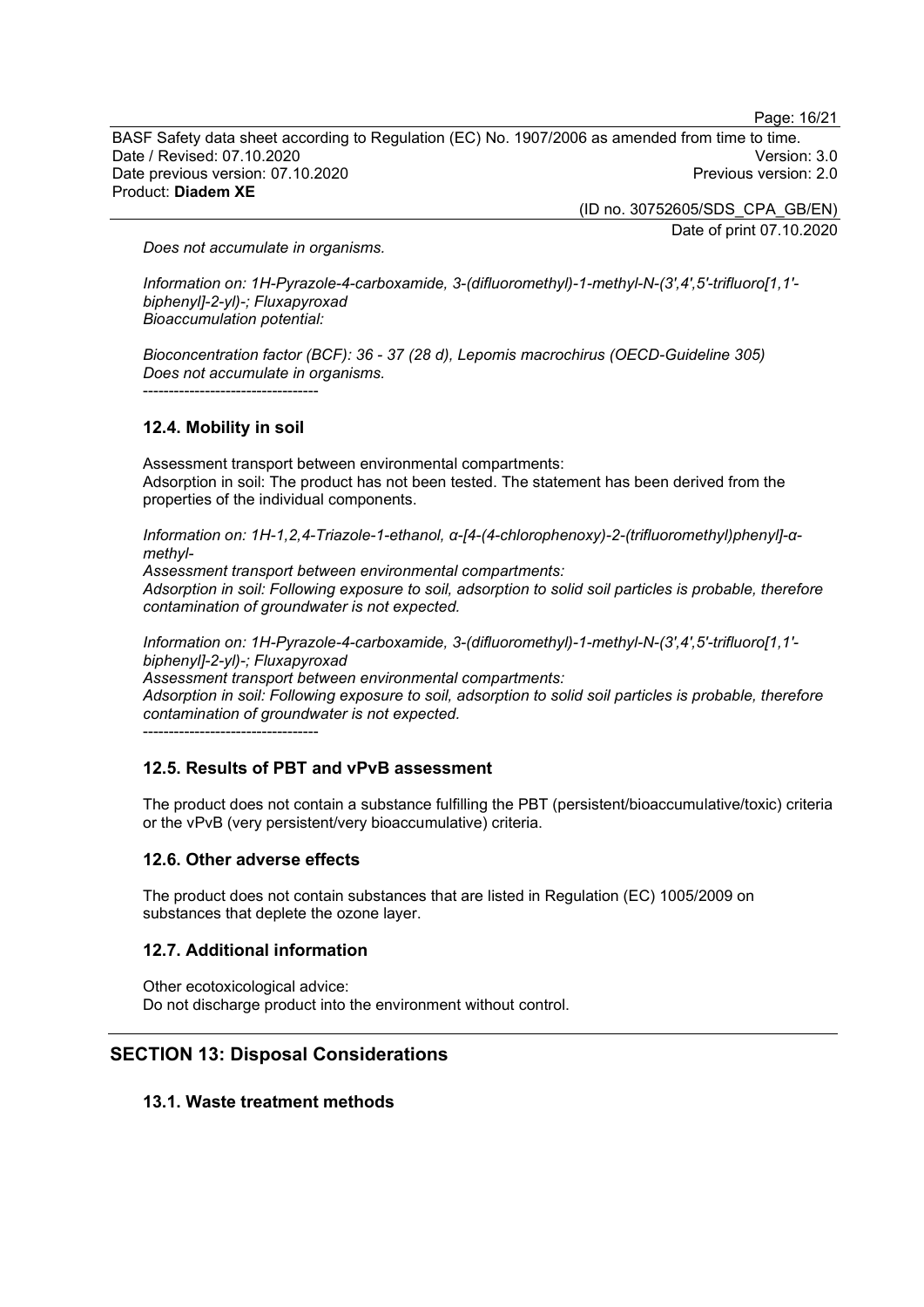*Does not accumulate in organisms.*

*Information on: 1H-Pyrazole-4-carboxamide, 3-(difluoromethyl)-1-methyl-N-(3',4',5'-trifluoro[1,1'-biphenyl]-2-yl)-; Fluxapyroxad*
*Bioaccumulation potential:*

*Bioconcentration factor (BCF): 36 - 37 (28 d), Lepomis macrochirus (OECD-Guideline 305)*
*Does not accumulate in organisms.*
----------------------------------

### 12.4. Mobility in soil

Assessment transport between environmental compartments:
Adsorption in soil: The product has not been tested. The statement has been derived from the properties of the individual components.

*Information on: 1H-1,2,4-Triazole-1-ethanol, α-[4-(4-chlorophenoxy)-2-(trifluoromethyl)phenyl]-α-methyl-*
*Assessment transport between environmental compartments:*
*Adsorption in soil: Following exposure to soil, adsorption to solid soil particles is probable, therefore contamination of groundwater is not expected.*

*Information on: 1H-Pyrazole-4-carboxamide, 3-(difluoromethyl)-1-methyl-N-(3',4',5'-trifluoro[1,1'-biphenyl]-2-yl)-; Fluxapyroxad*
*Assessment transport between environmental compartments:*
*Adsorption in soil: Following exposure to soil, adsorption to solid soil particles is probable, therefore contamination of groundwater is not expected.*
----------------------------------

### 12.5. Results of PBT and vPvB assessment

The product does not contain a substance fulfilling the PBT (persistent/bioaccumulative/toxic) criteria or the vPvB (very persistent/very bioaccumulative) criteria.

### 12.6. Other adverse effects

The product does not contain substances that are listed in Regulation (EC) 1005/2009 on substances that deplete the ozone layer.

### 12.7. Additional information

Other ecotoxicological advice:
Do not discharge product into the environment without control.

## SECTION 13: Disposal Considerations

### 13.1. Waste treatment methods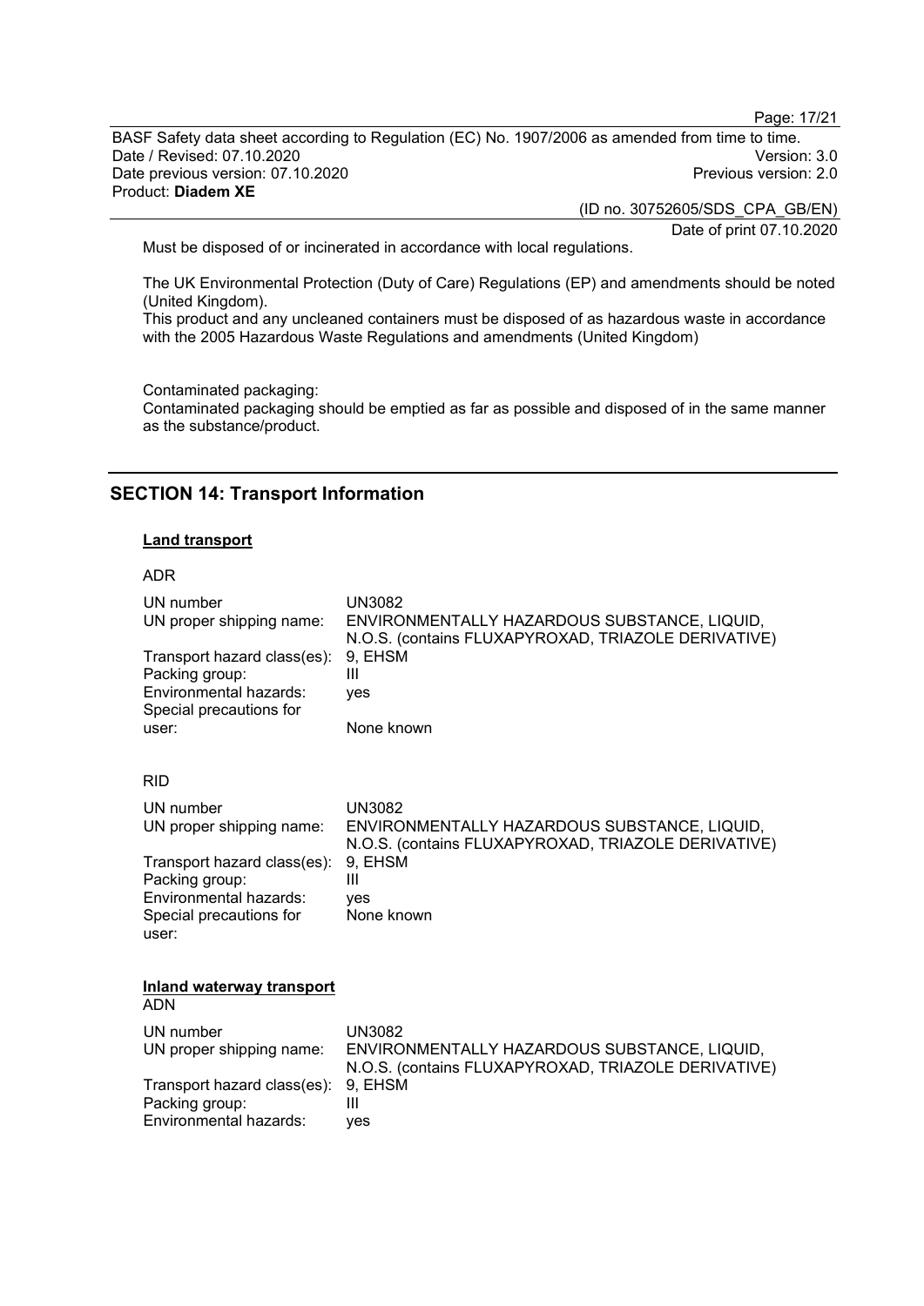Must be disposed of or incinerated in accordance with local regulations.

The UK Environmental Protection (Duty of Care) Regulations (EP) and amendments should be noted (United Kingdom).
This product and any uncleaned containers must be disposed of as hazardous waste in accordance with the 2005 Hazardous Waste Regulations and amendments (United Kingdom)

Contaminated packaging:
Contaminated packaging should be emptied as far as possible and disposed of in the same manner as the substance/product.

## SECTION 14: Transport Information

**Land transport**

ADR

| | |
|---|---|
| UN number | UN3082 |
| UN proper shipping name: | ENVIRONMENTALLY HAZARDOUS SUBSTANCE, LIQUID, N.O.S. (contains FLUXAPYROXAD, TRIAZOLE DERIVATIVE) |
| Transport hazard class(es): | 9, EHSM |
| Packing group: | III |
| Environmental hazards: | yes |
| Special precautions for user: | None known |

RID

| | |
|---|---|
| UN number | UN3082 |
| UN proper shipping name: | ENVIRONMENTALLY HAZARDOUS SUBSTANCE, LIQUID, N.O.S. (contains FLUXAPYROXAD, TRIAZOLE DERIVATIVE) |
| Transport hazard class(es): | 9, EHSM |
| Packing group: | III |
| Environmental hazards: | yes |
| Special precautions for user: | None known |

**Inland waterway transport**
ADN

| | |
|---|---|
| UN number | UN3082 |
| UN proper shipping name: | ENVIRONMENTALLY HAZARDOUS SUBSTANCE, LIQUID, N.O.S. (contains FLUXAPYROXAD, TRIAZOLE DERIVATIVE) |
| Transport hazard class(es): | 9, EHSM |
| Packing group: | III |
| Environmental hazards: | yes |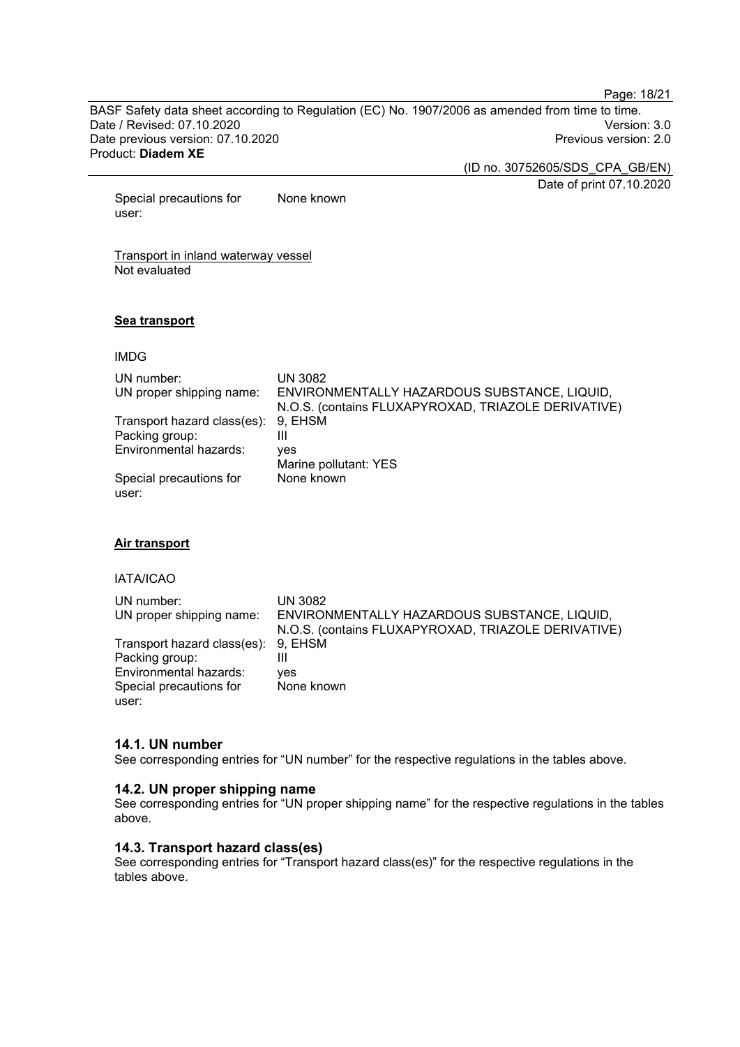Special precautions for user: None known

Transport in inland waterway vessel
Not evaluated

**Sea transport**

IMDG

| | |
|---|---|
| UN number: | UN 3082 |
| UN proper shipping name: | ENVIRONMENTALLY HAZARDOUS SUBSTANCE, LIQUID, N.O.S. (contains FLUXAPYROXAD, TRIAZOLE DERIVATIVE) |
| Transport hazard class(es): | 9, EHSM |
| Packing group: | III |
| Environmental hazards: | yes<br>Marine pollutant: YES |
| Special precautions for user: | None known |

**Air transport**

IATA/ICAO

| | |
|---|---|
| UN number: | UN 3082 |
| UN proper shipping name: | ENVIRONMENTALLY HAZARDOUS SUBSTANCE, LIQUID, N.O.S. (contains FLUXAPYROXAD, TRIAZOLE DERIVATIVE) |
| Transport hazard class(es): | 9, EHSM |
| Packing group: | III |
| Environmental hazards: | yes |
| Special precautions for user: | None known |

### 14.1. UN number

See corresponding entries for “UN number” for the respective regulations in the tables above.

### 14.2. UN proper shipping name

See corresponding entries for “UN proper shipping name” for the respective regulations in the tables above.

### 14.3. Transport hazard class(es)

See corresponding entries for “Transport hazard class(es)” for the respective regulations in the tables above.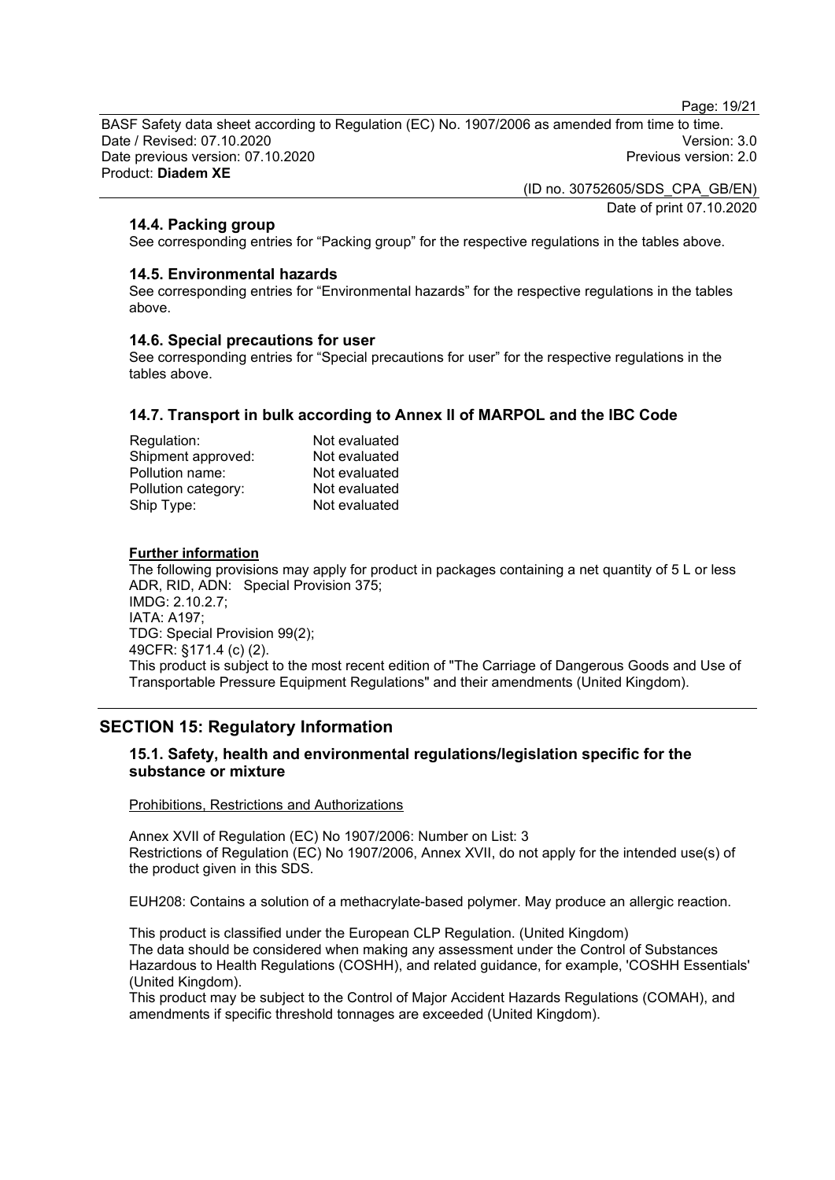### 14.4. Packing group

See corresponding entries for “Packing group” for the respective regulations in the tables above.

### 14.5. Environmental hazards

See corresponding entries for “Environmental hazards” for the respective regulations in the tables above.

### 14.6. Special precautions for user

See corresponding entries for “Special precautions for user” for the respective regulations in the tables above.

### 14.7. Transport in bulk according to Annex II of MARPOL and the IBC Code

| | |
|---|---|
| Regulation: | Not evaluated |
| Shipment approved: | Not evaluated |
| Pollution name: | Not evaluated |
| Pollution category: | Not evaluated |
| Ship Type: | Not evaluated |

**Further information**

The following provisions may apply for product in packages containing a net quantity of 5 L or less
ADR, RID, ADN: Special Provision 375;
IMDG: 2.10.2.7;
IATA: A197;
TDG: Special Provision 99(2);
49CFR: §171.4 (c) (2).
This product is subject to the most recent edition of "The Carriage of Dangerous Goods and Use of Transportable Pressure Equipment Regulations" and their amendments (United Kingdom).

## SECTION 15: Regulatory Information

### 15.1. Safety, health and environmental regulations/legislation specific for the substance or mixture

Prohibitions, Restrictions and Authorizations

Annex XVII of Regulation (EC) No 1907/2006: Number on List: 3
Restrictions of Regulation (EC) No 1907/2006, Annex XVII, do not apply for the intended use(s) of the product given in this SDS.

EUH208: Contains a solution of a methacrylate-based polymer. May produce an allergic reaction.

This product is classified under the European CLP Regulation. (United Kingdom)
The data should be considered when making any assessment under the Control of Substances Hazardous to Health Regulations (COSHH), and related guidance, for example, 'COSHH Essentials' (United Kingdom).
This product may be subject to the Control of Major Accident Hazards Regulations (COMAH), and amendments if specific threshold tonnages are exceeded (United Kingdom).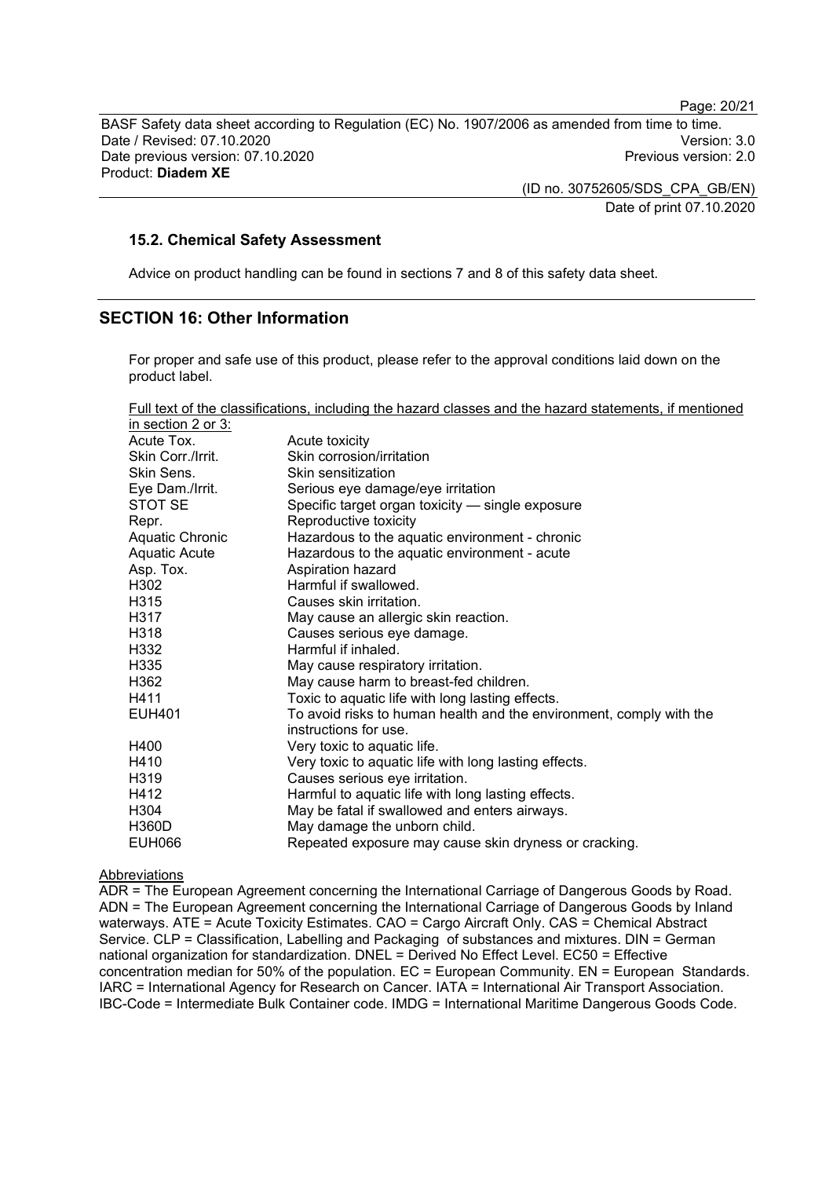### 15.2. Chemical Safety Assessment

Advice on product handling can be found in sections 7 and 8 of this safety data sheet.

## SECTION 16: Other Information

For proper and safe use of this product, please refer to the approval conditions laid down on the product label.

Full text of the classifications, including the hazard classes and the hazard statements, if mentioned in section 2 or 3:

| | |
|---|---|
| Acute Tox. | Acute toxicity |
| Skin Corr./Irrit. | Skin corrosion/irritation |
| Skin Sens. | Skin sensitization |
| Eye Dam./Irrit. | Serious eye damage/eye irritation |
| STOT SE | Specific target organ toxicity — single exposure |
| Repr. | Reproductive toxicity |
| Aquatic Chronic | Hazardous to the aquatic environment - chronic |
| Aquatic Acute | Hazardous to the aquatic environment - acute |
| Asp. Tox. | Aspiration hazard |
| H302 | Harmful if swallowed. |
| H315 | Causes skin irritation. |
| H317 | May cause an allergic skin reaction. |
| H318 | Causes serious eye damage. |
| H332 | Harmful if inhaled. |
| H335 | May cause respiratory irritation. |
| H362 | May cause harm to breast-fed children. |
| H411 | Toxic to aquatic life with long lasting effects. |
| EUH401 | To avoid risks to human health and the environment, comply with the instructions for use. |
| H400 | Very toxic to aquatic life. |
| H410 | Very toxic to aquatic life with long lasting effects. |
| H319 | Causes serious eye irritation. |
| H412 | Harmful to aquatic life with long lasting effects. |
| H304 | May be fatal if swallowed and enters airways. |
| H360D | May damage the unborn child. |
| EUH066 | Repeated exposure may cause skin dryness or cracking. |

Abbreviations

ADR = The European Agreement concerning the International Carriage of Dangerous Goods by Road. ADN = The European Agreement concerning the International Carriage of Dangerous Goods by Inland waterways. ATE = Acute Toxicity Estimates. CAO = Cargo Aircraft Only. CAS = Chemical Abstract Service. CLP = Classification, Labelling and Packaging of substances and mixtures. DIN = German national organization for standardization. DNEL = Derived No Effect Level. EC50 = Effective concentration median for 50% of the population. EC = European Community. EN = European Standards. IARC = International Agency for Research on Cancer. IATA = International Air Transport Association. IBC-Code = Intermediate Bulk Container code. IMDG = International Maritime Dangerous Goods Code.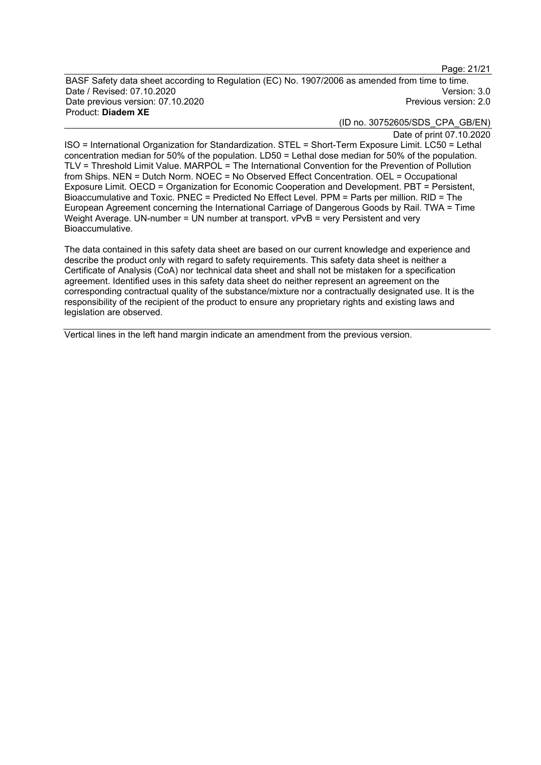ISO = International Organization for Standardization. STEL = Short-Term Exposure Limit. LC50 = Lethal concentration median for 50% of the population. LD50 = Lethal dose median for 50% of the population. TLV = Threshold Limit Value. MARPOL = The International Convention for the Prevention of Pollution from Ships. NEN = Dutch Norm. NOEC = No Observed Effect Concentration. OEL = Occupational Exposure Limit. OECD = Organization for Economic Cooperation and Development. PBT = Persistent, Bioaccumulative and Toxic. PNEC = Predicted No Effect Level. PPM = Parts per million. RID = The European Agreement concerning the International Carriage of Dangerous Goods by Rail. TWA = Time Weight Average. UN-number = UN number at transport. vPvB = very Persistent and very Bioaccumulative.

The data contained in this safety data sheet are based on our current knowledge and experience and describe the product only with regard to safety requirements. This safety data sheet is neither a Certificate of Analysis (CoA) nor technical data sheet and shall not be mistaken for a specification agreement. Identified uses in this safety data sheet do neither represent an agreement on the corresponding contractual quality of the substance/mixture nor a contractually designated use. It is the responsibility of the recipient of the product to ensure any proprietary rights and existing laws and legislation are observed.

---

Vertical lines in the left hand margin indicate an amendment from the previous version.